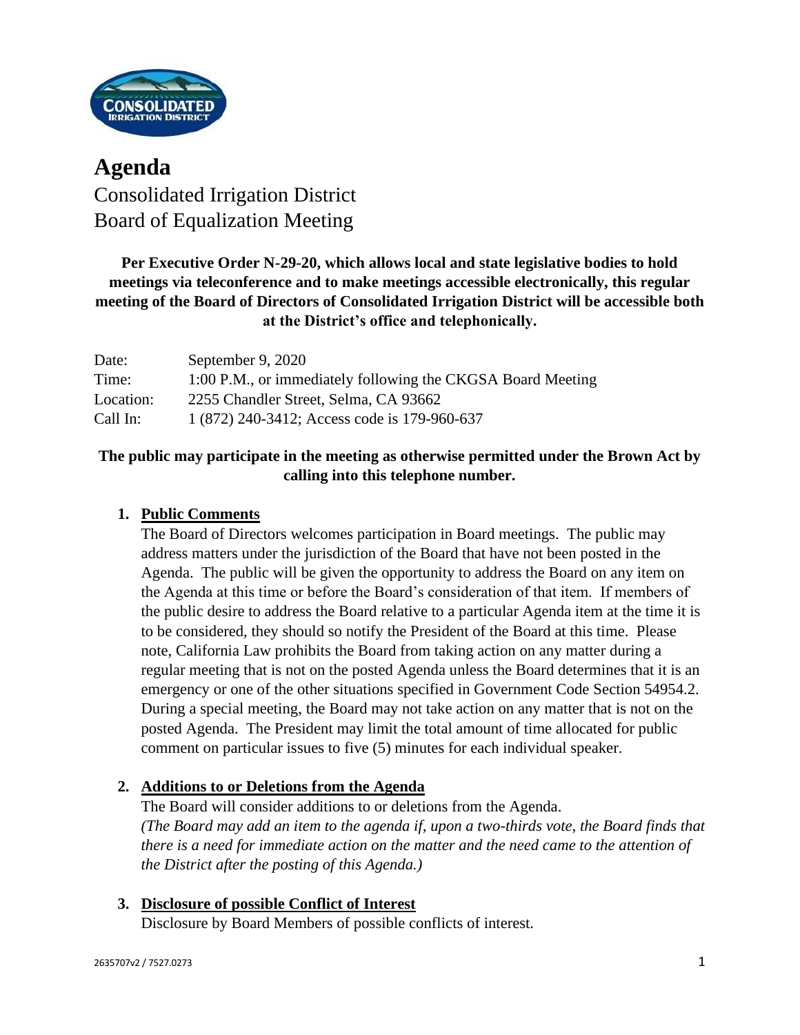# Agenda

Consolidated Irrigation District
Board of Equalization Meeting

**Per Executive Order N-29-20, which allows local and state legislative bodies to hold meetings via teleconference and to make meetings accessible electronically, this regular meeting of the Board of Directors of Consolidated Irrigation District will be accessible both at the District's office and telephonically.**

| | |
|---|---|
| Date: | September 9, 2020 |
| Time: | 1:00 P.M., or immediately following the CKGSA Board Meeting |
| Location: | 2255 Chandler Street, Selma, CA 93662 |
| Call In: | 1 (872) 240-3412; Access code is 179-960-637 |

**The public may participate in the meeting as otherwise permitted under the Brown Act by calling into this telephone number.**

1. **Public Comments**
   The Board of Directors welcomes participation in Board meetings. The public may address matters under the jurisdiction of the Board that have not been posted in the Agenda. The public will be given the opportunity to address the Board on any item on the Agenda at this time or before the Board's consideration of that item. If members of the public desire to address the Board relative to a particular Agenda item at the time it is to be considered, they should so notify the President of the Board at this time. Please note, California Law prohibits the Board from taking action on any matter during a regular meeting that is not on the posted Agenda unless the Board determines that it is an emergency or one of the other situations specified in Government Code Section 54954.2. During a special meeting, the Board may not take action on any matter that is not on the posted Agenda. The President may limit the total amount of time allocated for public comment on particular issues to five (5) minutes for each individual speaker.

2. **Additions to or Deletions from the Agenda**
   The Board will consider additions to or deletions from the Agenda.
   *(The Board may add an item to the agenda if, upon a two-thirds vote, the Board finds that there is a need for immediate action on the matter and the need came to the attention of the District after the posting of this Agenda.)*

3. **Disclosure of possible Conflict of Interest**
   Disclosure by Board Members of possible conflicts of interest.

2635707v2 / 7527.0273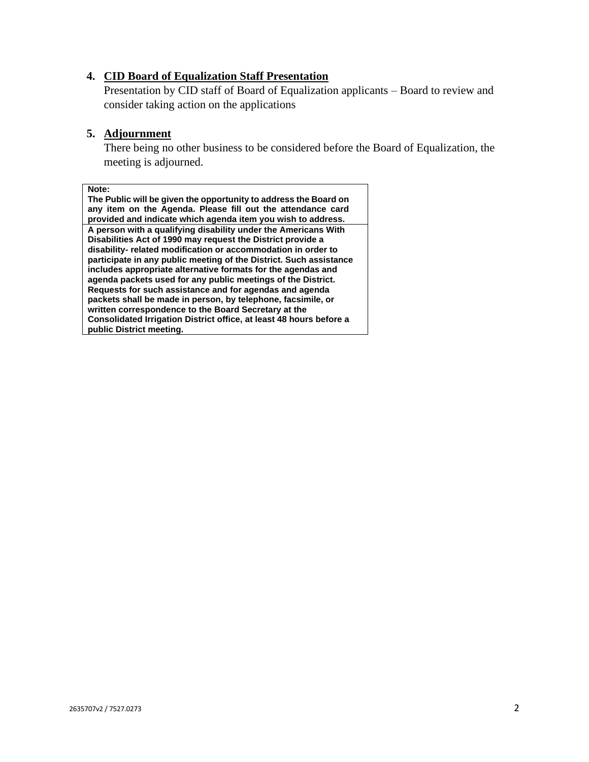**4. <u>CID Board of Equalization Staff Presentation</u>**

Presentation by CID staff of Board of Equalization applicants – Board to review and consider taking action on the applications

**5. <u>Adjournment</u>**

There being no other business to be considered before the Board of Equalization, the meeting is adjourned.

| |
|---|
| **Note:**<br>**The Public will be given the opportunity to address the Board on any item on the Agenda. Please fill out the attendance card provided and indicate which agenda item you wish to address.** |
| **A person with a qualifying disability under the Americans With Disabilities Act of 1990 may request the District provide a disability- related modification or accommodation in order to participate in any public meeting of the District. Such assistance includes appropriate alternative formats for the agendas and agenda packets used for any public meetings of the District. Requests for such assistance and for agendas and agenda packets shall be made in person, by telephone, facsimile, or written correspondence to the Board Secretary at the Consolidated Irrigation District office, at least 48 hours before a public District meeting.** |

2635707v2 / 7527.0273